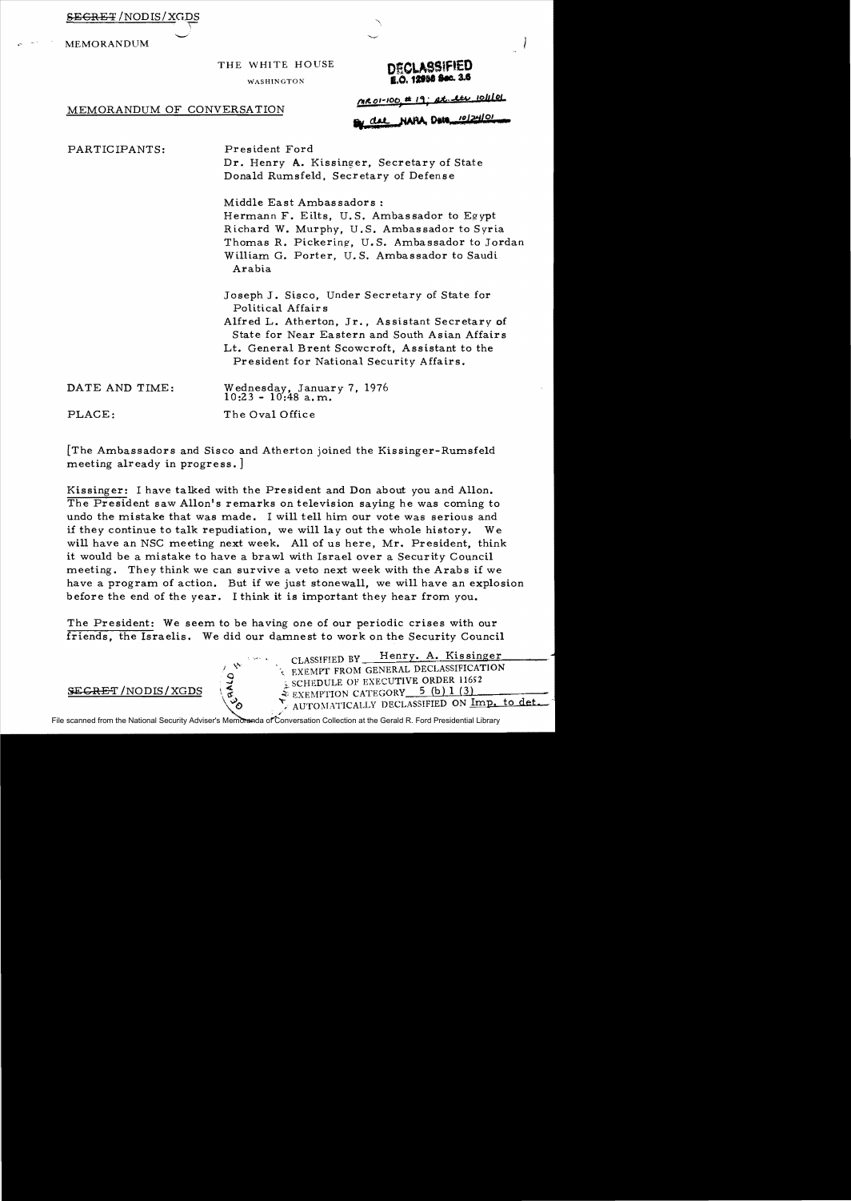SECRET/NODIS/XGDS

MEMORANDUM

THE WHITE HOUSE

WASHINGTON

DECLASSIFIED
E.O. 12958 Sec. 3.6

MR 01-100, # 19; st. ltr 10/1/01

By dal NARA, Date 10/24/01

MEMORANDUM OF CONVERSATION

PARTICIPANTS: President Ford
Dr. Henry A. Kissinger, Secretary of State
Donald Rumsfeld, Secretary of Defense

Middle East Ambassadors:
Hermann F. Eilts, U.S. Ambassador to Egypt
Richard W. Murphy, U.S. Ambassador to Syria
Thomas R. Pickering, U.S. Ambassador to Jordan
William G. Porter, U.S. Ambassador to Saudi Arabia

Joseph J. Sisco, Under Secretary of State for Political Affairs
Alfred L. Atherton, Jr., Assistant Secretary of State for Near Eastern and South Asian Affairs
Lt. General Brent Scowcroft, Assistant to the President for National Security Affairs.

DATE AND TIME: Wednesday, January 7, 1976
10:23 - 10:48 a.m.

PLACE: The Oval Office

[The Ambassadors and Sisco and Atherton joined the Kissinger-Rumsfeld meeting already in progress.]

Kissinger: I have talked with the President and Don about you and Allon. The President saw Allon's remarks on television saying he was coming to undo the mistake that was made. I will tell him our vote was serious and if they continue to talk repudiation, we will lay out the whole history. We will have an NSC meeting next week. All of us here, Mr. President, think it would be a mistake to have a brawl with Israel over a Security Council meeting. They think we can survive a veto next week with the Arabs if we have a program of action. But if we just stonewall, we will have an explosion before the end of the year. I think it is important they hear from you.

The President: We seem to be having one of our periodic crises with our friends, the Israelis. We did our damnest to work on the Security Council

CLASSIFIED BY Henry. A. Kissinger
EXEMPT FROM GENERAL DECLASSIFICATION
SCHEDULE OF EXECUTIVE ORDER 11652
EXEMPTION CATEGORY 5 (b) 1 (3)
AUTOMATICALLY DECLASSIFIED ON Imp. to det.

SECRET/NODIS/XGDS

File scanned from the National Security Adviser's Memoranda of Conversation Collection at the Gerald R. Ford Presidential Library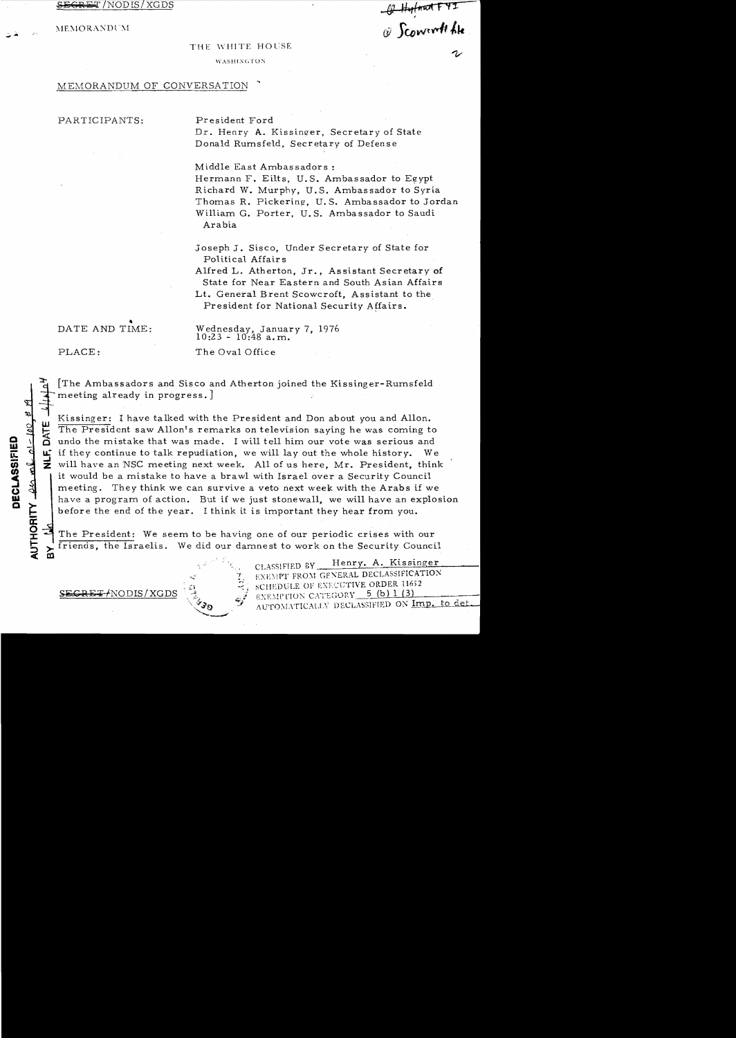SECRET/NODIS/XGDS

MEMORANDUM

THE WHITE HOUSE

WASHINGTON

@ Scowcroft file

MEMORANDUM OF CONVERSATION

PARTICIPANTS:

President Ford
Dr. Henry A. Kissinger, Secretary of State
Donald Rumsfeld, Secretary of Defense

Middle East Ambassadors:
Hermann F. Eilts, U.S. Ambassador to Egypt
Richard W. Murphy, U.S. Ambassador to Syria
Thomas R. Pickering, U.S. Ambassador to Jordan
William G. Porter, U.S. Ambassador to Saudi Arabia

Joseph J. Sisco, Under Secretary of State for Political Affairs
Alfred L. Atherton, Jr., Assistant Secretary of State for Near Eastern and South Asian Affairs
Lt. General Brent Scowcroft, Assistant to the President for National Security Affairs.

DATE AND TIME: Wednesday, January 7, 1976
10:23 - 10:48 a.m.

PLACE: The Oval Office

[The Ambassadors and Sisco and Atherton joined the Kissinger-Rumsfeld meeting already in progress.]

Kissinger: I have talked with the President and Don about you and Allon. The President saw Allon's remarks on television saying he was coming to undo the mistake that was made. I will tell him our vote was serious and if they continue to talk repudiation, we will lay out the whole history. We will have an NSC meeting next week. All of us here, Mr. President, think it would be a mistake to have a brawl with Israel over a Security Council meeting. They think we can survive a veto next week with the Arabs if we have a program of action. But if we just stonewall, we will have an explosion before the end of the year. I think it is important they hear from you.

The President: We seem to be having one of our periodic crises with our friends, the Israelis. We did our damnest to work on the Security Council

CLASSIFIED BY Henry. A. Kissinger
EXEMPT FROM GENERAL DECLASSIFICATION
SCHEDULE OF EXECUTIVE ORDER 11652
EXEMPTION CATEGORY 5 (b) 1 (3)
AUTOMATICALLY DECLASSIFIED ON Imp. to det.

SECRET/NODIS/XGDS

DECLASSIFIED
AUTHORITY
NLF, DATE
BY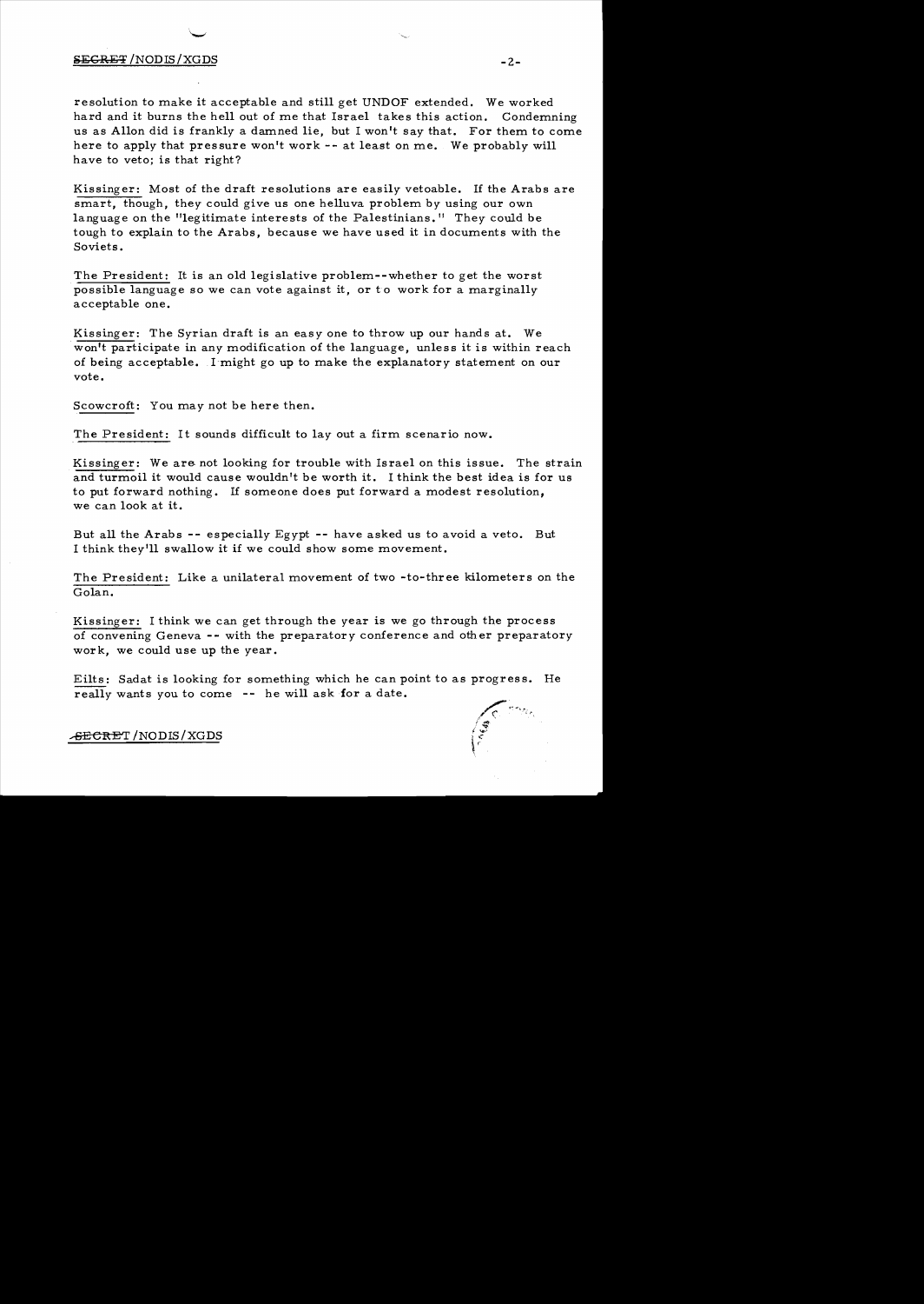resolution to make it acceptable and still get UNDOF extended. We worked hard and it burns the hell out of me that Israel takes this action. Condemning us as Allon did is frankly a damned lie, but I won't say that. For them to come here to apply that pressure won't work -- at least on me. We probably will have to veto; is that right?

Kissinger: Most of the draft resolutions are easily vetoable. If the Arabs are smart, though, they could give us one helluva problem by using our own language on the "legitimate interests of the Palestinians." They could be tough to explain to the Arabs, because we have used it in documents with the Soviets.

The President: It is an old legislative problem--whether to get the worst possible language so we can vote against it, or to work for a marginally acceptable one.

Kissinger: The Syrian draft is an easy one to throw up our hands at. We won't participate in any modification of the language, unless it is within reach of being acceptable. I might go up to make the explanatory statement on our vote.

Scowcroft: You may not be here then.

The President: It sounds difficult to lay out a firm scenario now.

Kissinger: We are not looking for trouble with Israel on this issue. The strain and turmoil it would cause wouldn't be worth it. I think the best idea is for us to put forward nothing. If someone does put forward a modest resolution, we can look at it.

But all the Arabs -- especially Egypt -- have asked us to avoid a veto. But I think they'll swallow it if we could show some movement.

The President: Like a unilateral movement of two-to-three kilometers on the Golan.

Kissinger: I think we can get through the year is we go through the process of convening Geneva -- with the preparatory conference and other preparatory work, we could use up the year.

Eilts: Sadat is looking for something which he can point to as progress. He really wants you to come -- he will ask for a date.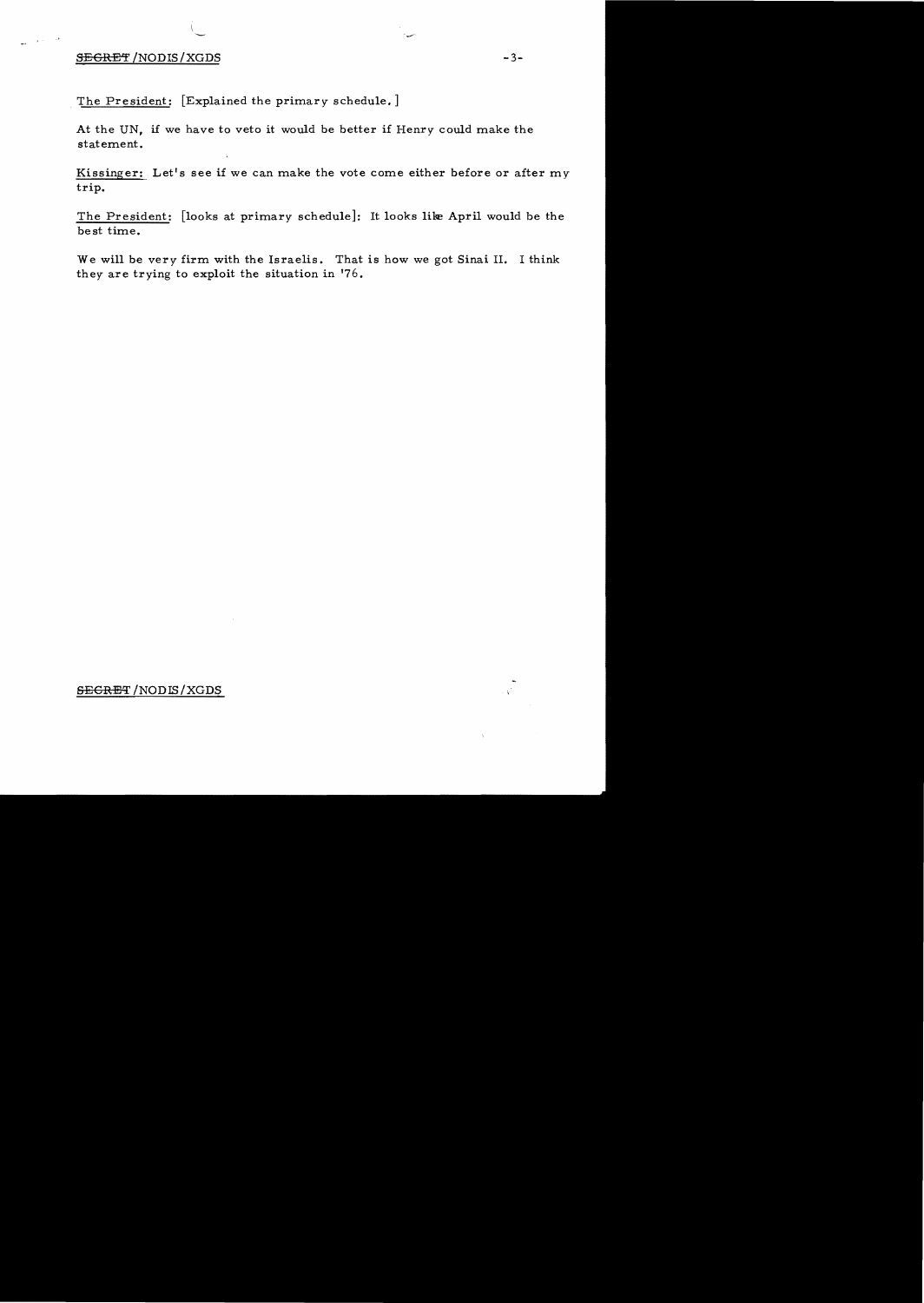The President: [Explained the primary schedule.]

At the UN, if we have to veto it would be better if Henry could make the statement.

Kissinger: Let's see if we can make the vote come either before or after my trip.

The President: [looks at primary schedule]: It looks like April would be the best time.

We will be very firm with the Israelis. That is how we got Sinai II. I think they are trying to exploit the situation in '76.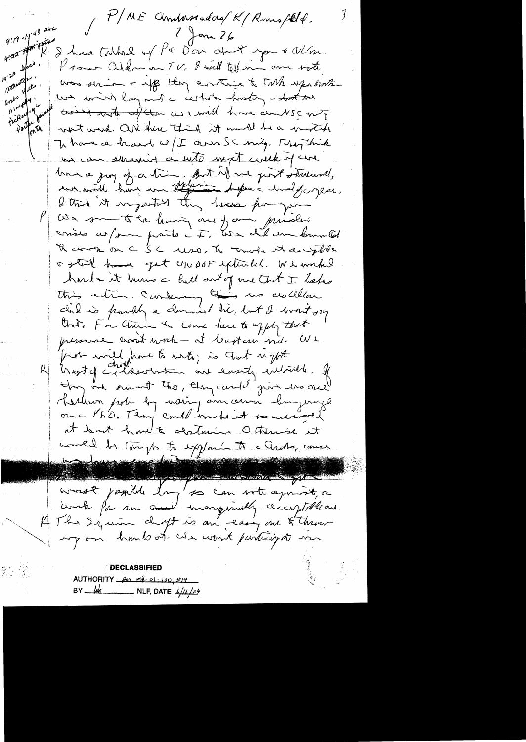P/ME Ambassadors/K/Rumsfeld.

7 Jan 76

9:19-11:48 am

9:22 Ambassadors; 10:23 Ambassadors; Scowcroft; Rumsfeld; Pickering joined; Porter

K I have talked w/ Pt & Don about you & Allon.

P I saw Allon on TV. I will tell him our vote was serious & if they continue to talk up hostile we will lay out the whole history — but then we will have an NSC mtg next week. All here think it would be a mistake to have a brawl w/ I over SC mtg. They think we can survive a veto next week if we have a proj of action. But if we just stonewall, we would have an explosion before the end of the year. I think it important they know from you

P We are sure to be having one of our periodic crises w/ some points w/ I. We did come down at the crunch on the SC veto, to make it acceptable & still have got UNDOF extended. We would handle it barring a hell out of me that I have this action. Condemning this use as Allon did is probably a damned lie, but I won't say that. For them to come here to apply that pressure won't work — at least in Sec. We just will have to veto; is that right

K Draft of Chinese ... are easily vetoable. If they are smart tho, they could give us one Harkness proto by using our own language on the PLO. They could make it so reasoned it would be hard to abstain. Otherwise it would be tough to explain to the Arabs, cause

most possible long so can vote against, or work for an and marginally acceptable ones.

K The Syrian draft is an easy one to throw up on hands of. We won't participate in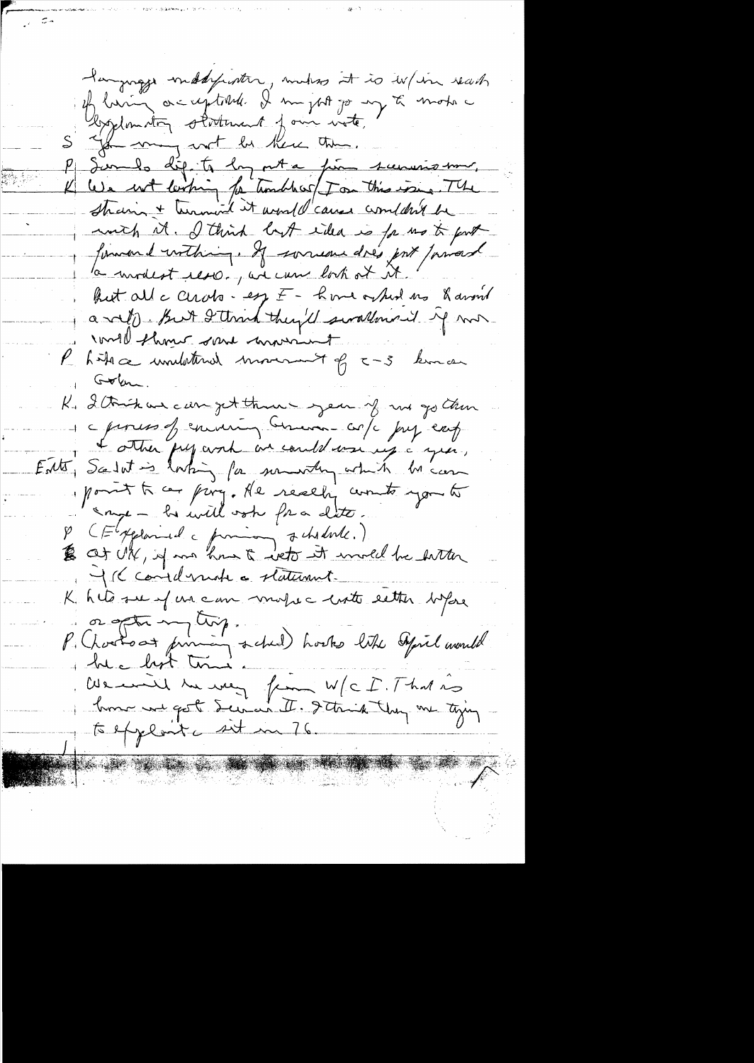language modification, unless it is w/in reach of being acceptable. I might go my to make a explanatory statement of our vote.

S If you may not be there then.

P Seems dif. to lay out a firm scenario now.

K We not looking for trouble/I on this issue. The strain + turmoil it would cause wouldn't be worth it. I think best idea is for us to put forward nothing. If someone does put forward a modest reso., we can look at it. But all c Arabs - esp E - have asked us to avoid a veto. But I think they'll swallow it if we would throw some movement.

P Like a unilateral movement of c-3 km on Golan.

K I think we can get them - even if we go thru c process of endorsing Geneva - w/c prep conf + other prep work we could use up c year.

Exits Sadat is looking for something which he can point to as prog. He really wants you to come - he will ask for a date.

P (E explained c primary schedule.)

K At UN, if we have to veto it would be better if K could make a statement.

K Lets see if we can make a visit either before or after my trip.

P (Checked primary sched) Looks like April would be a best time.

We will be very firm w/c I. That is how we got Sinai II. I think they are trying to exploit c sit in 76.